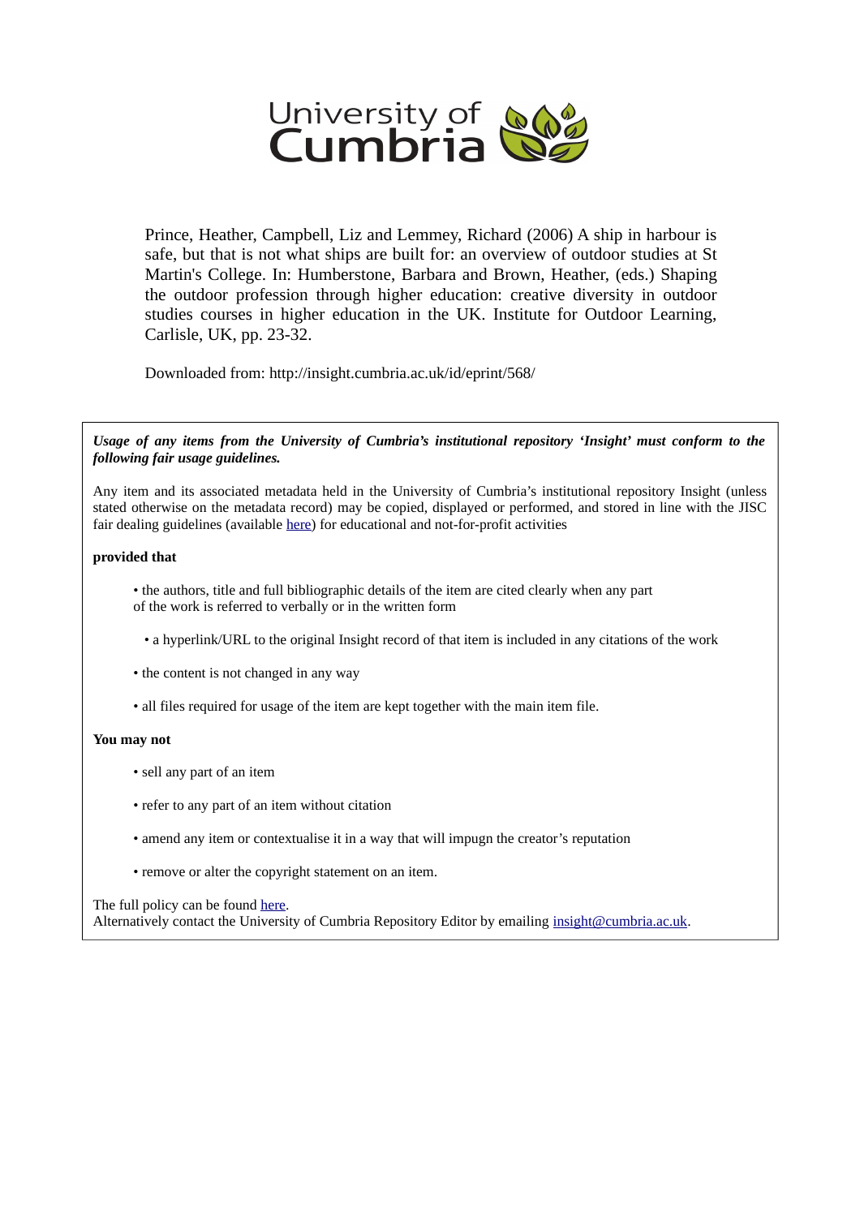University of Cumbria

Prince, Heather, Campbell, Liz and Lemmey, Richard (2006) A ship in harbour is safe, but that is not what ships are built for: an overview of outdoor studies at St Martin's College. In: Humberstone, Barbara and Brown, Heather, (eds.) Shaping the outdoor profession through higher education: creative diversity in outdoor studies courses in higher education in the UK. Institute for Outdoor Learning, Carlisle, UK, pp. 23-32.

Downloaded from: http://insight.cumbria.ac.uk/id/eprint/568/

***Usage of any items from the University of Cumbria's institutional repository 'Insight' must conform to the following fair usage guidelines.***

Any item and its associated metadata held in the University of Cumbria's institutional repository Insight (unless stated otherwise on the metadata record) may be copied, displayed or performed, and stored in line with the JISC fair dealing guidelines (available here) for educational and not-for-profit activities

**provided that**

- the authors, title and full bibliographic details of the item are cited clearly when any part of the work is referred to verbally or in the written form
- a hyperlink/URL to the original Insight record of that item is included in any citations of the work
- the content is not changed in any way
- all files required for usage of the item are kept together with the main item file.

**You may not**

- sell any part of an item
- refer to any part of an item without citation
- amend any item or contextualise it in a way that will impugn the creator's reputation
- remove or alter the copyright statement on an item.

The full policy can be found here.
Alternatively contact the University of Cumbria Repository Editor by emailing insight@cumbria.ac.uk.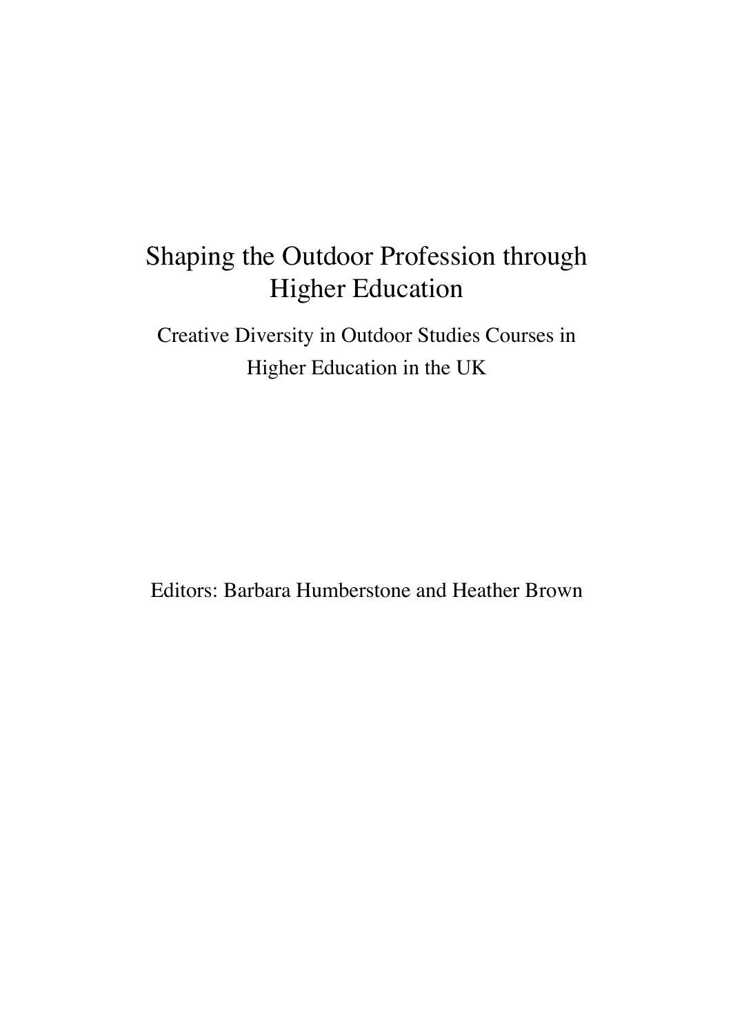# Shaping the Outdoor Profession through Higher Education

## Creative Diversity in Outdoor Studies Courses in Higher Education in the UK

Editors: Barbara Humberstone and Heather Brown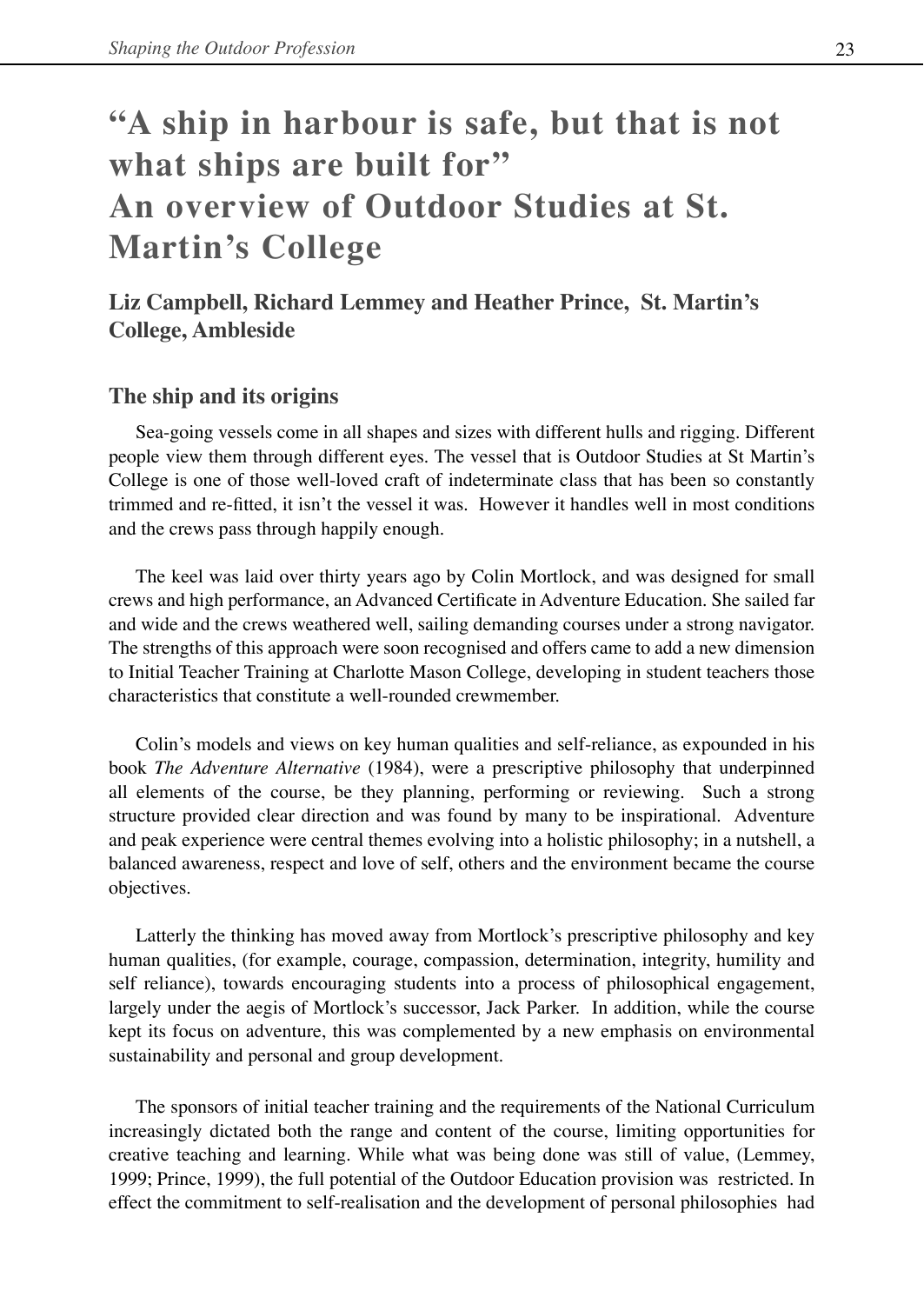# "A ship in harbour is safe, but that is not what ships are built for" An overview of Outdoor Studies at St. Martin's College

**Liz Campbell, Richard Lemmey and Heather Prince, St. Martin's College, Ambleside**

## The ship and its origins

Sea-going vessels come in all shapes and sizes with different hulls and rigging. Different people view them through different eyes. The vessel that is Outdoor Studies at St Martin's College is one of those well-loved craft of indeterminate class that has been so constantly trimmed and re-fitted, it isn't the vessel it was. However it handles well in most conditions and the crews pass through happily enough.

The keel was laid over thirty years ago by Colin Mortlock, and was designed for small crews and high performance, an Advanced Certificate in Adventure Education. She sailed far and wide and the crews weathered well, sailing demanding courses under a strong navigator. The strengths of this approach were soon recognised and offers came to add a new dimension to Initial Teacher Training at Charlotte Mason College, developing in student teachers those characteristics that constitute a well-rounded crewmember.

Colin's models and views on key human qualities and self-reliance, as expounded in his book *The Adventure Alternative* (1984), were a prescriptive philosophy that underpinned all elements of the course, be they planning, performing or reviewing. Such a strong structure provided clear direction and was found by many to be inspirational. Adventure and peak experience were central themes evolving into a holistic philosophy; in a nutshell, a balanced awareness, respect and love of self, others and the environment became the course objectives.

Latterly the thinking has moved away from Mortlock's prescriptive philosophy and key human qualities, (for example, courage, compassion, determination, integrity, humility and self reliance), towards encouraging students into a process of philosophical engagement, largely under the aegis of Mortlock's successor, Jack Parker. In addition, while the course kept its focus on adventure, this was complemented by a new emphasis on environmental sustainability and personal and group development.

The sponsors of initial teacher training and the requirements of the National Curriculum increasingly dictated both the range and content of the course, limiting opportunities for creative teaching and learning. While what was being done was still of value, (Lemmey, 1999; Prince, 1999), the full potential of the Outdoor Education provision was restricted. In effect the commitment to self-realisation and the development of personal philosophies had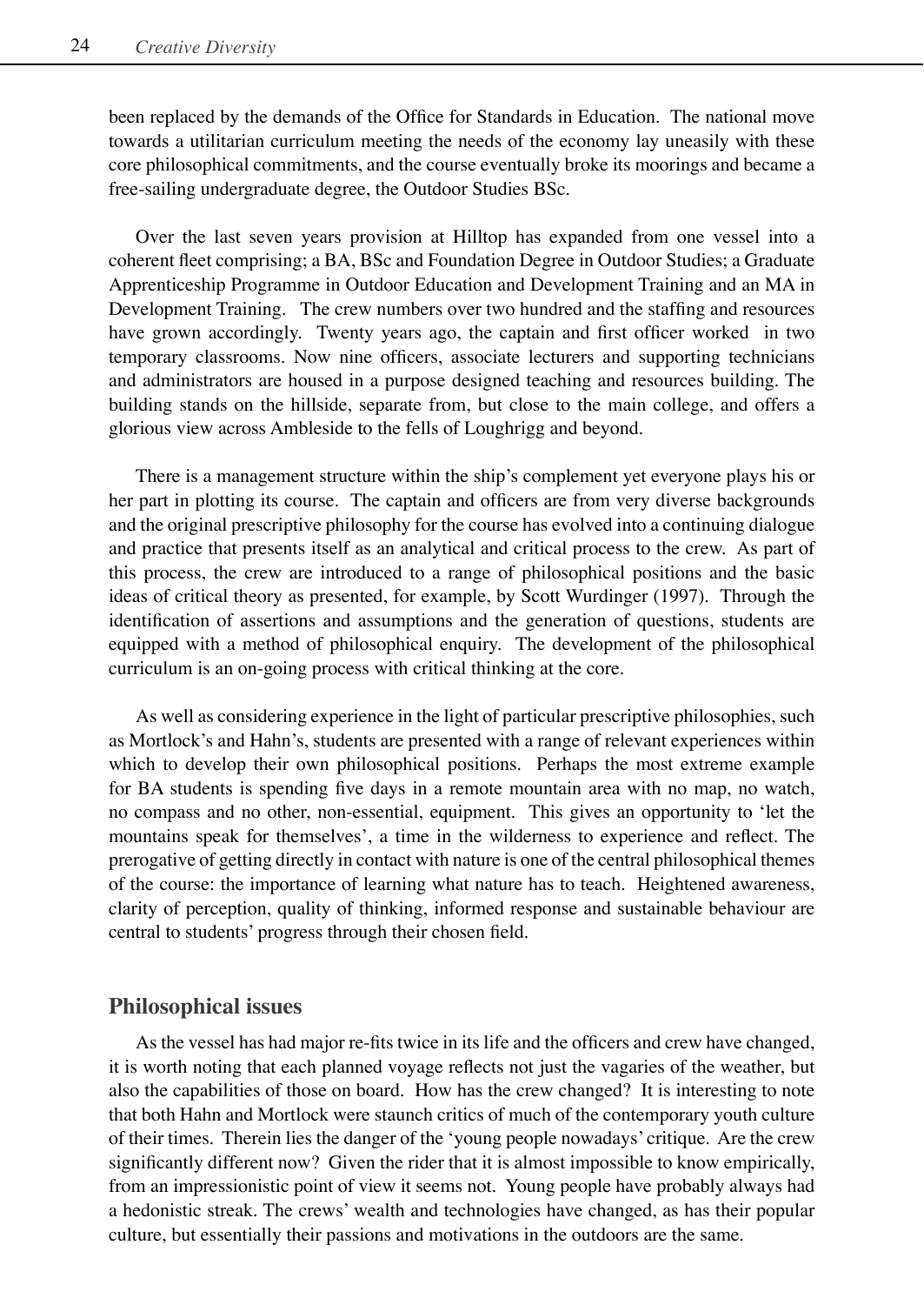been replaced by the demands of the Office for Standards in Education. The national move towards a utilitarian curriculum meeting the needs of the economy lay uneasily with these core philosophical commitments, and the course eventually broke its moorings and became a free-sailing undergraduate degree, the Outdoor Studies BSc.

Over the last seven years provision at Hilltop has expanded from one vessel into a coherent fleet comprising; a BA, BSc and Foundation Degree in Outdoor Studies; a Graduate Apprenticeship Programme in Outdoor Education and Development Training and an MA in Development Training. The crew numbers over two hundred and the staffing and resources have grown accordingly. Twenty years ago, the captain and first officer worked in two temporary classrooms. Now nine officers, associate lecturers and supporting technicians and administrators are housed in a purpose designed teaching and resources building. The building stands on the hillside, separate from, but close to the main college, and offers a glorious view across Ambleside to the fells of Loughrigg and beyond.

There is a management structure within the ship's complement yet everyone plays his or her part in plotting its course. The captain and officers are from very diverse backgrounds and the original prescriptive philosophy for the course has evolved into a continuing dialogue and practice that presents itself as an analytical and critical process to the crew. As part of this process, the crew are introduced to a range of philosophical positions and the basic ideas of critical theory as presented, for example, by Scott Wurdinger (1997). Through the identification of assertions and assumptions and the generation of questions, students are equipped with a method of philosophical enquiry. The development of the philosophical curriculum is an on-going process with critical thinking at the core.

As well as considering experience in the light of particular prescriptive philosophies, such as Mortlock's and Hahn's, students are presented with a range of relevant experiences within which to develop their own philosophical positions. Perhaps the most extreme example for BA students is spending five days in a remote mountain area with no map, no watch, no compass and no other, non-essential, equipment. This gives an opportunity to 'let the mountains speak for themselves', a time in the wilderness to experience and reflect. The prerogative of getting directly in contact with nature is one of the central philosophical themes of the course: the importance of learning what nature has to teach. Heightened awareness, clarity of perception, quality of thinking, informed response and sustainable behaviour are central to students' progress through their chosen field.

## Philosophical issues

As the vessel has had major re-fits twice in its life and the officers and crew have changed, it is worth noting that each planned voyage reflects not just the vagaries of the weather, but also the capabilities of those on board. How has the crew changed? It is interesting to note that both Hahn and Mortlock were staunch critics of much of the contemporary youth culture of their times. Therein lies the danger of the 'young people nowadays' critique. Are the crew significantly different now? Given the rider that it is almost impossible to know empirically, from an impressionistic point of view it seems not. Young people have probably always had a hedonistic streak. The crews' wealth and technologies have changed, as has their popular culture, but essentially their passions and motivations in the outdoors are the same.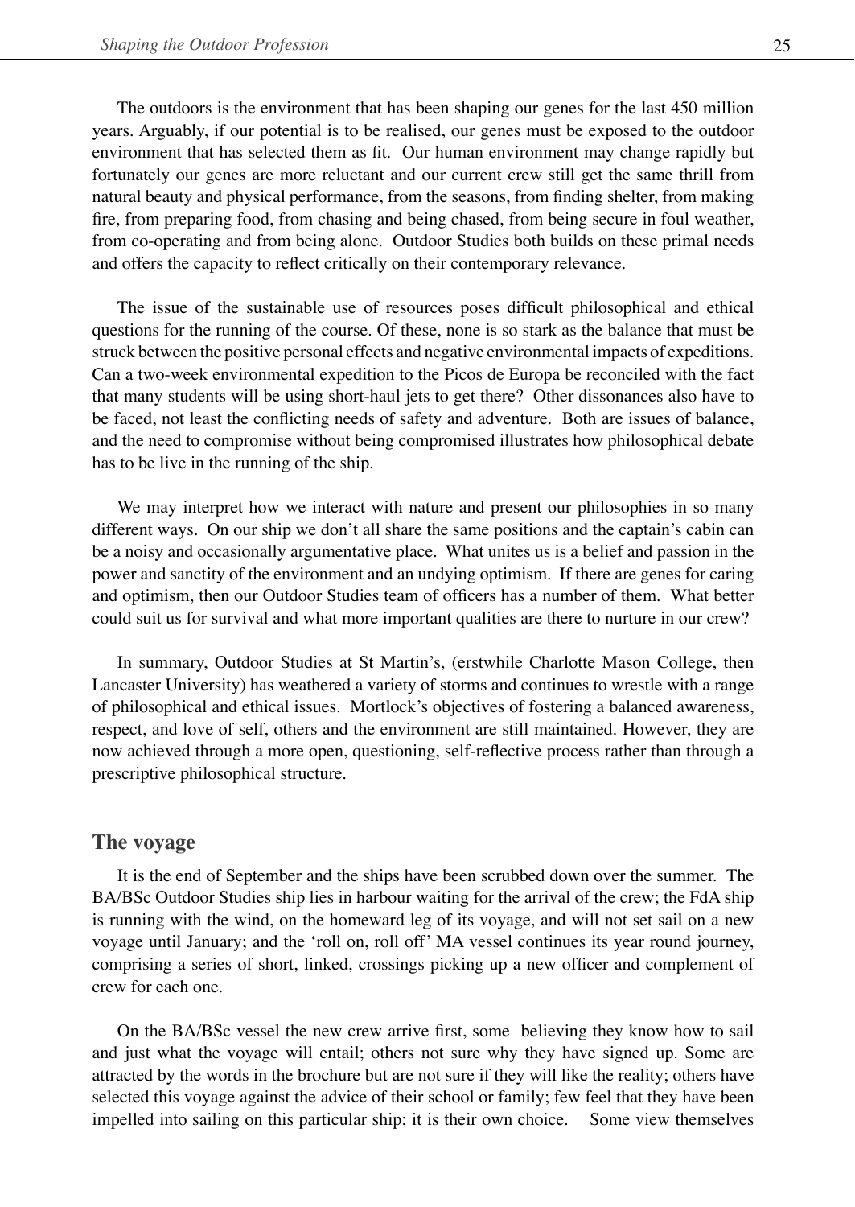The outdoors is the environment that has been shaping our genes for the last 450 million years. Arguably, if our potential is to be realised, our genes must be exposed to the outdoor environment that has selected them as fit. Our human environment may change rapidly but fortunately our genes are more reluctant and our current crew still get the same thrill from natural beauty and physical performance, from the seasons, from finding shelter, from making fire, from preparing food, from chasing and being chased, from being secure in foul weather, from co-operating and from being alone. Outdoor Studies both builds on these primal needs and offers the capacity to reflect critically on their contemporary relevance.

The issue of the sustainable use of resources poses difficult philosophical and ethical questions for the running of the course. Of these, none is so stark as the balance that must be struck between the positive personal effects and negative environmental impacts of expeditions. Can a two-week environmental expedition to the Picos de Europa be reconciled with the fact that many students will be using short-haul jets to get there? Other dissonances also have to be faced, not least the conflicting needs of safety and adventure. Both are issues of balance, and the need to compromise without being compromised illustrates how philosophical debate has to be live in the running of the ship.

We may interpret how we interact with nature and present our philosophies in so many different ways. On our ship we don't all share the same positions and the captain's cabin can be a noisy and occasionally argumentative place. What unites us is a belief and passion in the power and sanctity of the environment and an undying optimism. If there are genes for caring and optimism, then our Outdoor Studies team of officers has a number of them. What better could suit us for survival and what more important qualities are there to nurture in our crew?

In summary, Outdoor Studies at St Martin's, (erstwhile Charlotte Mason College, then Lancaster University) has weathered a variety of storms and continues to wrestle with a range of philosophical and ethical issues. Mortlock's objectives of fostering a balanced awareness, respect, and love of self, others and the environment are still maintained. However, they are now achieved through a more open, questioning, self-reflective process rather than through a prescriptive philosophical structure.

## The voyage

It is the end of September and the ships have been scrubbed down over the summer. The BA/BSc Outdoor Studies ship lies in harbour waiting for the arrival of the crew; the FdA ship is running with the wind, on the homeward leg of its voyage, and will not set sail on a new voyage until January; and the 'roll on, roll off' MA vessel continues its year round journey, comprising a series of short, linked, crossings picking up a new officer and complement of crew for each one.

On the BA/BSc vessel the new crew arrive first, some believing they know how to sail and just what the voyage will entail; others not sure why they have signed up. Some are attracted by the words in the brochure but are not sure if they will like the reality; others have selected this voyage against the advice of their school or family; few feel that they have been impelled into sailing on this particular ship; it is their own choice. Some view themselves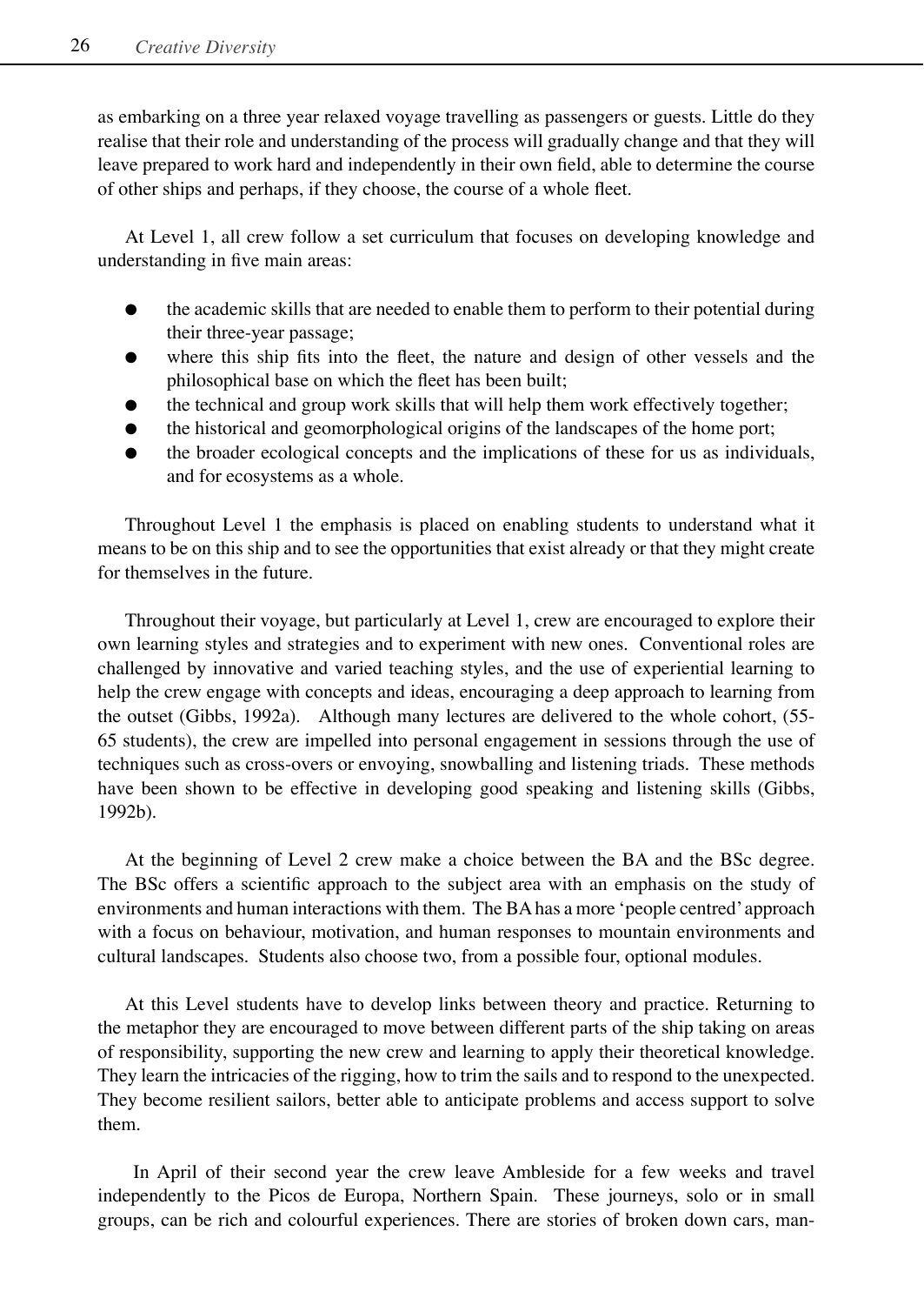as embarking on a three year relaxed voyage travelling as passengers or guests. Little do they realise that their role and understanding of the process will gradually change and that they will leave prepared to work hard and independently in their own field, able to determine the course of other ships and perhaps, if they choose, the course of a whole fleet.

At Level 1, all crew follow a set curriculum that focuses on developing knowledge and understanding in five main areas:

- the academic skills that are needed to enable them to perform to their potential during their three-year passage;
- where this ship fits into the fleet, the nature and design of other vessels and the philosophical base on which the fleet has been built;
- the technical and group work skills that will help them work effectively together;
- the historical and geomorphological origins of the landscapes of the home port;
- the broader ecological concepts and the implications of these for us as individuals, and for ecosystems as a whole.

Throughout Level 1 the emphasis is placed on enabling students to understand what it means to be on this ship and to see the opportunities that exist already or that they might create for themselves in the future.

Throughout their voyage, but particularly at Level 1, crew are encouraged to explore their own learning styles and strategies and to experiment with new ones. Conventional roles are challenged by innovative and varied teaching styles, and the use of experiential learning to help the crew engage with concepts and ideas, encouraging a deep approach to learning from the outset (Gibbs, 1992a). Although many lectures are delivered to the whole cohort, (55-65 students), the crew are impelled into personal engagement in sessions through the use of techniques such as cross-overs or envoying, snowballing and listening triads. These methods have been shown to be effective in developing good speaking and listening skills (Gibbs, 1992b).

At the beginning of Level 2 crew make a choice between the BA and the BSc degree. The BSc offers a scientific approach to the subject area with an emphasis on the study of environments and human interactions with them. The BA has a more 'people centred' approach with a focus on behaviour, motivation, and human responses to mountain environments and cultural landscapes. Students also choose two, from a possible four, optional modules.

At this Level students have to develop links between theory and practice. Returning to the metaphor they are encouraged to move between different parts of the ship taking on areas of responsibility, supporting the new crew and learning to apply their theoretical knowledge. They learn the intricacies of the rigging, how to trim the sails and to respond to the unexpected. They become resilient sailors, better able to anticipate problems and access support to solve them.

In April of their second year the crew leave Ambleside for a few weeks and travel independently to the Picos de Europa, Northern Spain. These journeys, solo or in small groups, can be rich and colourful experiences. There are stories of broken down cars, man-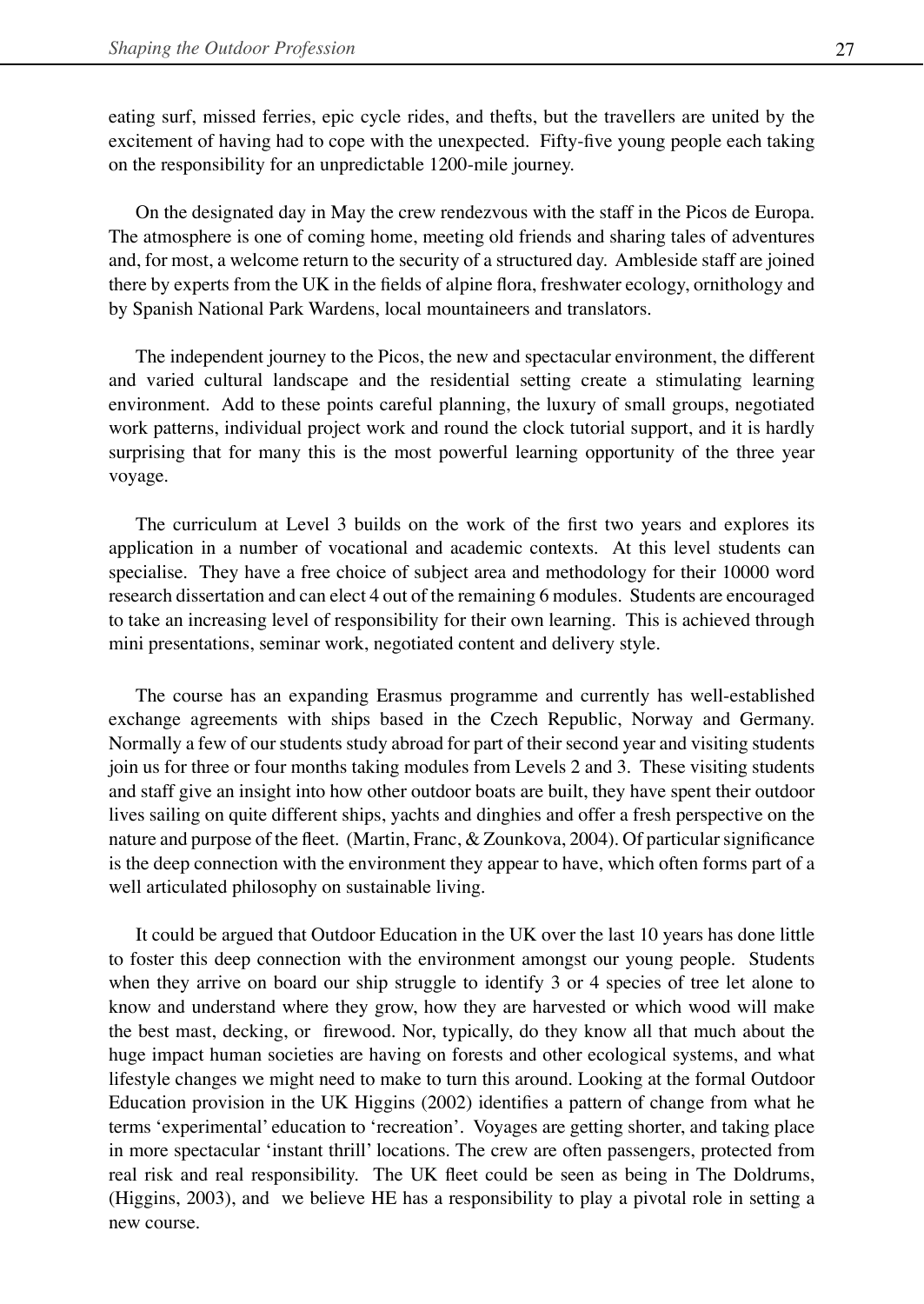eating surf, missed ferries, epic cycle rides, and thefts, but the travellers are united by the excitement of having had to cope with the unexpected. Fifty-five young people each taking on the responsibility for an unpredictable 1200-mile journey.

On the designated day in May the crew rendezvous with the staff in the Picos de Europa. The atmosphere is one of coming home, meeting old friends and sharing tales of adventures and, for most, a welcome return to the security of a structured day. Ambleside staff are joined there by experts from the UK in the fields of alpine flora, freshwater ecology, ornithology and by Spanish National Park Wardens, local mountaineers and translators.

The independent journey to the Picos, the new and spectacular environment, the different and varied cultural landscape and the residential setting create a stimulating learning environment. Add to these points careful planning, the luxury of small groups, negotiated work patterns, individual project work and round the clock tutorial support, and it is hardly surprising that for many this is the most powerful learning opportunity of the three year voyage.

The curriculum at Level 3 builds on the work of the first two years and explores its application in a number of vocational and academic contexts. At this level students can specialise. They have a free choice of subject area and methodology for their 10000 word research dissertation and can elect 4 out of the remaining 6 modules. Students are encouraged to take an increasing level of responsibility for their own learning. This is achieved through mini presentations, seminar work, negotiated content and delivery style.

The course has an expanding Erasmus programme and currently has well-established exchange agreements with ships based in the Czech Republic, Norway and Germany. Normally a few of our students study abroad for part of their second year and visiting students join us for three or four months taking modules from Levels 2 and 3. These visiting students and staff give an insight into how other outdoor boats are built, they have spent their outdoor lives sailing on quite different ships, yachts and dinghies and offer a fresh perspective on the nature and purpose of the fleet. (Martin, Franc, & Zounkova, 2004). Of particular significance is the deep connection with the environment they appear to have, which often forms part of a well articulated philosophy on sustainable living.

It could be argued that Outdoor Education in the UK over the last 10 years has done little to foster this deep connection with the environment amongst our young people. Students when they arrive on board our ship struggle to identify 3 or 4 species of tree let alone to know and understand where they grow, how they are harvested or which wood will make the best mast, decking, or firewood. Nor, typically, do they know all that much about the huge impact human societies are having on forests and other ecological systems, and what lifestyle changes we might need to make to turn this around. Looking at the formal Outdoor Education provision in the UK Higgins (2002) identifies a pattern of change from what he terms 'experimental' education to 'recreation'. Voyages are getting shorter, and taking place in more spectacular 'instant thrill' locations. The crew are often passengers, protected from real risk and real responsibility. The UK fleet could be seen as being in The Doldrums, (Higgins, 2003), and we believe HE has a responsibility to play a pivotal role in setting a new course.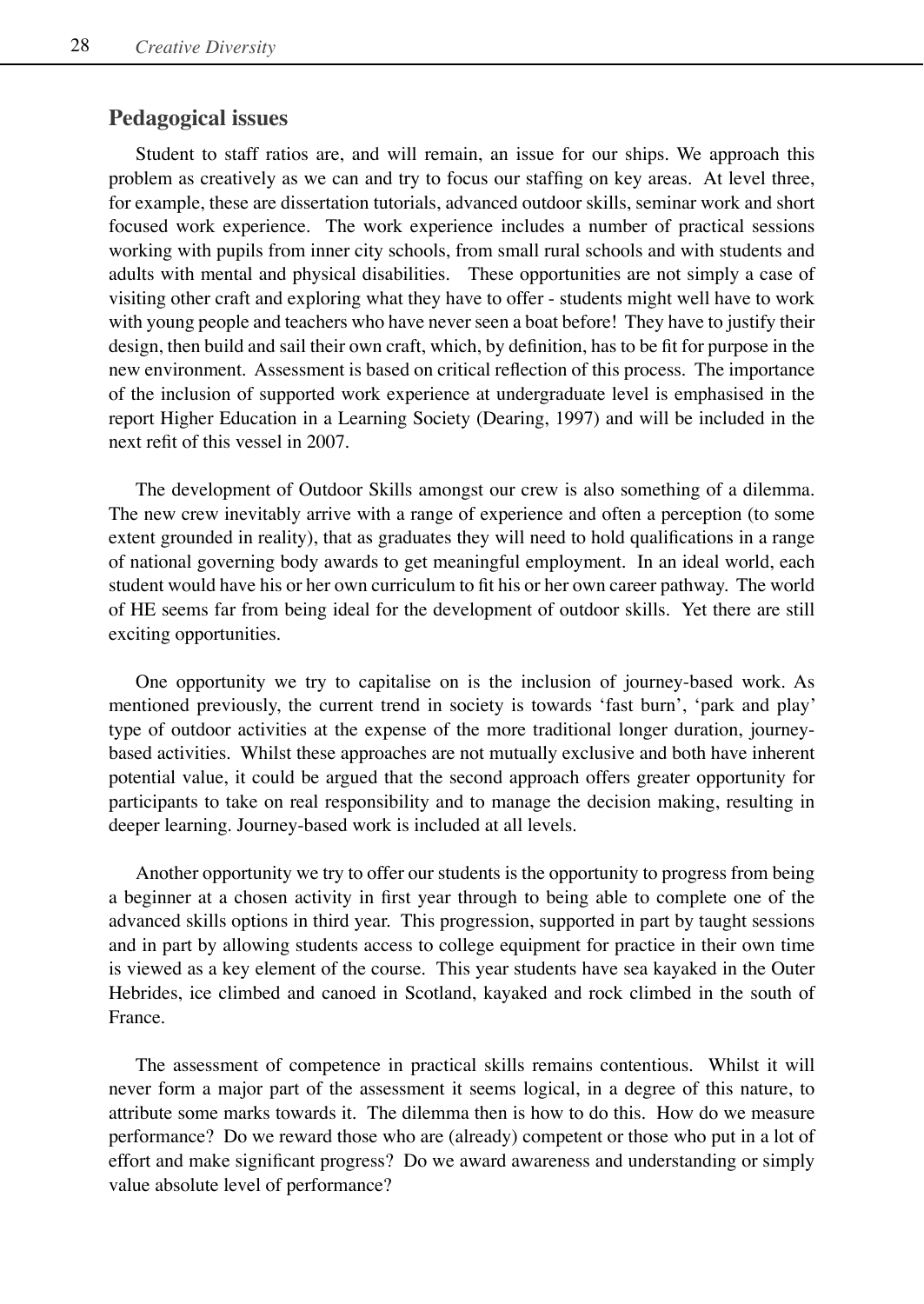## Pedagogical issues

Student to staff ratios are, and will remain, an issue for our ships. We approach this problem as creatively as we can and try to focus our staffing on key areas. At level three, for example, these are dissertation tutorials, advanced outdoor skills, seminar work and short focused work experience. The work experience includes a number of practical sessions working with pupils from inner city schools, from small rural schools and with students and adults with mental and physical disabilities. These opportunities are not simply a case of visiting other craft and exploring what they have to offer - students might well have to work with young people and teachers who have never seen a boat before! They have to justify their design, then build and sail their own craft, which, by definition, has to be fit for purpose in the new environment. Assessment is based on critical reflection of this process. The importance of the inclusion of supported work experience at undergraduate level is emphasised in the report Higher Education in a Learning Society (Dearing, 1997) and will be included in the next refit of this vessel in 2007.

The development of Outdoor Skills amongst our crew is also something of a dilemma. The new crew inevitably arrive with a range of experience and often a perception (to some extent grounded in reality), that as graduates they will need to hold qualifications in a range of national governing body awards to get meaningful employment. In an ideal world, each student would have his or her own curriculum to fit his or her own career pathway. The world of HE seems far from being ideal for the development of outdoor skills. Yet there are still exciting opportunities.

One opportunity we try to capitalise on is the inclusion of journey-based work. As mentioned previously, the current trend in society is towards 'fast burn', 'park and play' type of outdoor activities at the expense of the more traditional longer duration, journey-based activities. Whilst these approaches are not mutually exclusive and both have inherent potential value, it could be argued that the second approach offers greater opportunity for participants to take on real responsibility and to manage the decision making, resulting in deeper learning. Journey-based work is included at all levels.

Another opportunity we try to offer our students is the opportunity to progress from being a beginner at a chosen activity in first year through to being able to complete one of the advanced skills options in third year. This progression, supported in part by taught sessions and in part by allowing students access to college equipment for practice in their own time is viewed as a key element of the course. This year students have sea kayaked in the Outer Hebrides, ice climbed and canoed in Scotland, kayaked and rock climbed in the south of France.

The assessment of competence in practical skills remains contentious. Whilst it will never form a major part of the assessment it seems logical, in a degree of this nature, to attribute some marks towards it. The dilemma then is how to do this. How do we measure performance? Do we reward those who are (already) competent or those who put in a lot of effort and make significant progress? Do we award awareness and understanding or simply value absolute level of performance?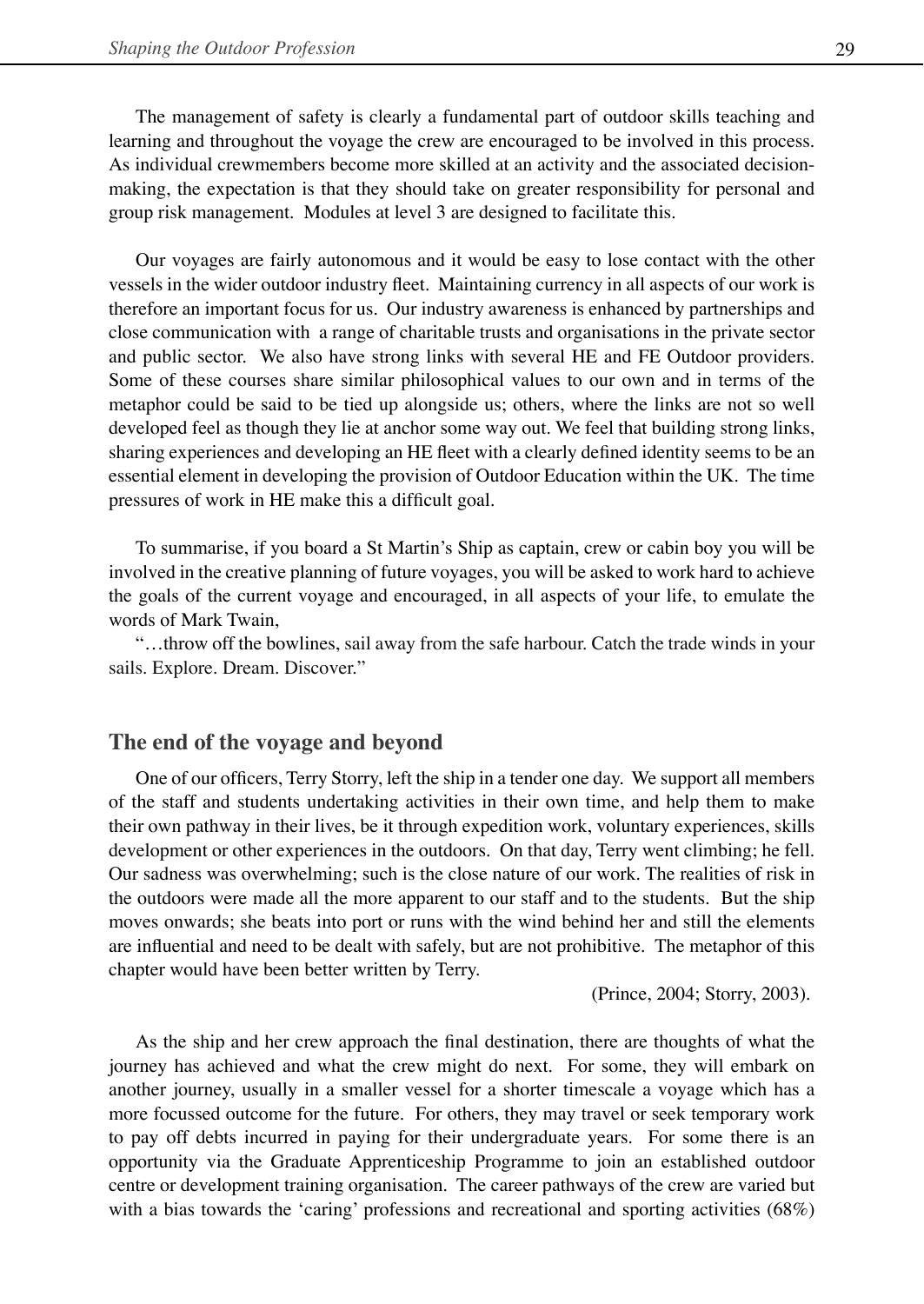The management of safety is clearly a fundamental part of outdoor skills teaching and learning and throughout the voyage the crew are encouraged to be involved in this process. As individual crewmembers become more skilled at an activity and the associated decision-making, the expectation is that they should take on greater responsibility for personal and group risk management. Modules at level 3 are designed to facilitate this.

Our voyages are fairly autonomous and it would be easy to lose contact with the other vessels in the wider outdoor industry fleet. Maintaining currency in all aspects of our work is therefore an important focus for us. Our industry awareness is enhanced by partnerships and close communication with a range of charitable trusts and organisations in the private sector and public sector. We also have strong links with several HE and FE Outdoor providers. Some of these courses share similar philosophical values to our own and in terms of the metaphor could be said to be tied up alongside us; others, where the links are not so well developed feel as though they lie at anchor some way out. We feel that building strong links, sharing experiences and developing an HE fleet with a clearly defined identity seems to be an essential element in developing the provision of Outdoor Education within the UK. The time pressures of work in HE make this a difficult goal.

To summarise, if you board a St Martin's Ship as captain, crew or cabin boy you will be involved in the creative planning of future voyages, you will be asked to work hard to achieve the goals of the current voyage and encouraged, in all aspects of your life, to emulate the words of Mark Twain,

"…throw off the bowlines, sail away from the safe harbour. Catch the trade winds in your sails. Explore. Dream. Discover."

## The end of the voyage and beyond

One of our officers, Terry Storry, left the ship in a tender one day. We support all members of the staff and students undertaking activities in their own time, and help them to make their own pathway in their lives, be it through expedition work, voluntary experiences, skills development or other experiences in the outdoors. On that day, Terry went climbing; he fell. Our sadness was overwhelming; such is the close nature of our work. The realities of risk in the outdoors were made all the more apparent to our staff and to the students. But the ship moves onwards; she beats into port or runs with the wind behind her and still the elements are influential and need to be dealt with safely, but are not prohibitive. The metaphor of this chapter would have been better written by Terry.

(Prince, 2004; Storry, 2003).

As the ship and her crew approach the final destination, there are thoughts of what the journey has achieved and what the crew might do next. For some, they will embark on another journey, usually in a smaller vessel for a shorter timescale a voyage which has a more focussed outcome for the future. For others, they may travel or seek temporary work to pay off debts incurred in paying for their undergraduate years. For some there is an opportunity via the Graduate Apprenticeship Programme to join an established outdoor centre or development training organisation. The career pathways of the crew are varied but with a bias towards the 'caring' professions and recreational and sporting activities (68%)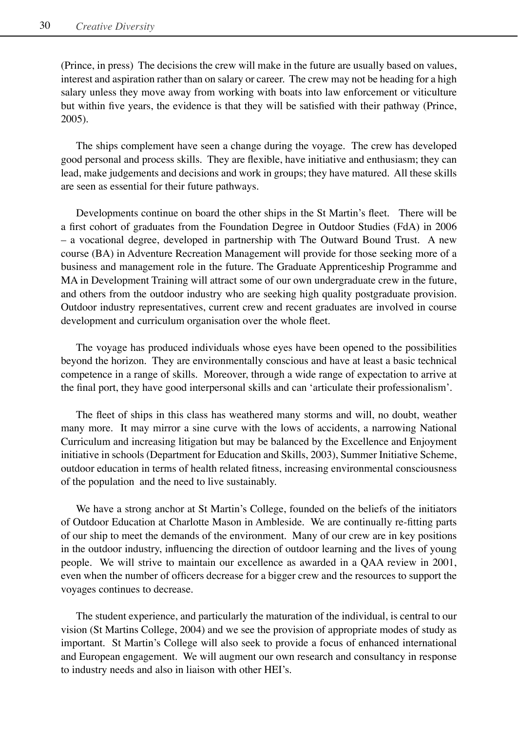(Prince, in press) The decisions the crew will make in the future are usually based on values, interest and aspiration rather than on salary or career. The crew may not be heading for a high salary unless they move away from working with boats into law enforcement or viticulture but within five years, the evidence is that they will be satisfied with their pathway (Prince, 2005).

The ships complement have seen a change during the voyage. The crew has developed good personal and process skills. They are flexible, have initiative and enthusiasm; they can lead, make judgements and decisions and work in groups; they have matured. All these skills are seen as essential for their future pathways.

Developments continue on board the other ships in the St Martin's fleet. There will be a first cohort of graduates from the Foundation Degree in Outdoor Studies (FdA) in 2006 – a vocational degree, developed in partnership with The Outward Bound Trust. A new course (BA) in Adventure Recreation Management will provide for those seeking more of a business and management role in the future. The Graduate Apprenticeship Programme and MA in Development Training will attract some of our own undergraduate crew in the future, and others from the outdoor industry who are seeking high quality postgraduate provision. Outdoor industry representatives, current crew and recent graduates are involved in course development and curriculum organisation over the whole fleet.

The voyage has produced individuals whose eyes have been opened to the possibilities beyond the horizon. They are environmentally conscious and have at least a basic technical competence in a range of skills. Moreover, through a wide range of expectation to arrive at the final port, they have good interpersonal skills and can 'articulate their professionalism'.

The fleet of ships in this class has weathered many storms and will, no doubt, weather many more. It may mirror a sine curve with the lows of accidents, a narrowing National Curriculum and increasing litigation but may be balanced by the Excellence and Enjoyment initiative in schools (Department for Education and Skills, 2003), Summer Initiative Scheme, outdoor education in terms of health related fitness, increasing environmental consciousness of the population and the need to live sustainably.

We have a strong anchor at St Martin's College, founded on the beliefs of the initiators of Outdoor Education at Charlotte Mason in Ambleside. We are continually re-fitting parts of our ship to meet the demands of the environment. Many of our crew are in key positions in the outdoor industry, influencing the direction of outdoor learning and the lives of young people. We will strive to maintain our excellence as awarded in a QAA review in 2001, even when the number of officers decrease for a bigger crew and the resources to support the voyages continues to decrease.

The student experience, and particularly the maturation of the individual, is central to our vision (St Martins College, 2004) and we see the provision of appropriate modes of study as important. St Martin's College will also seek to provide a focus of enhanced international and European engagement. We will augment our own research and consultancy in response to industry needs and also in liaison with other HEI's.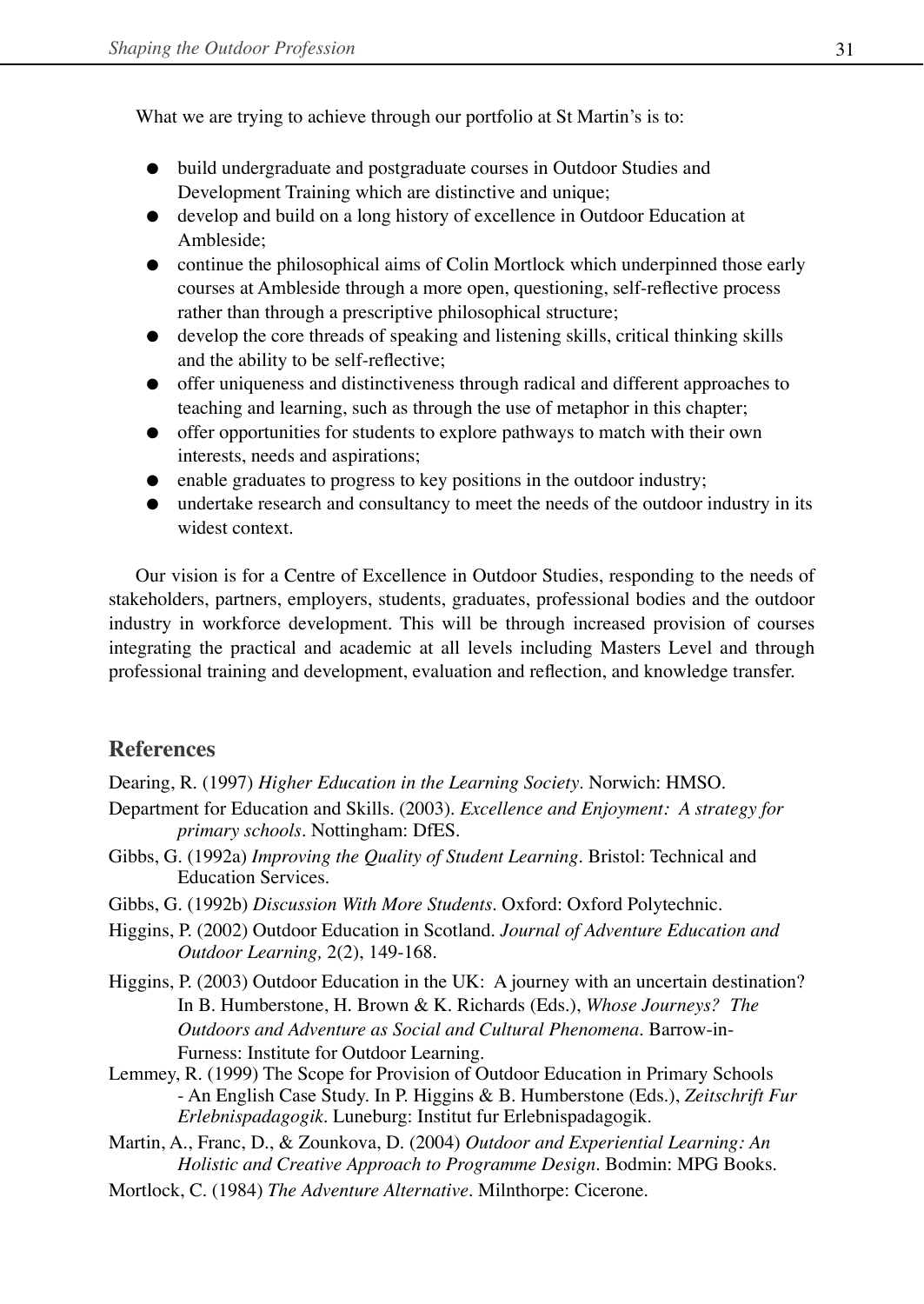What we are trying to achieve through our portfolio at St Martin's is to:

- build undergraduate and postgraduate courses in Outdoor Studies and Development Training which are distinctive and unique;
- develop and build on a long history of excellence in Outdoor Education at Ambleside;
- continue the philosophical aims of Colin Mortlock which underpinned those early courses at Ambleside through a more open, questioning, self-reflective process rather than through a prescriptive philosophical structure;
- develop the core threads of speaking and listening skills, critical thinking skills and the ability to be self-reflective;
- offer uniqueness and distinctiveness through radical and different approaches to teaching and learning, such as through the use of metaphor in this chapter;
- offer opportunities for students to explore pathways to match with their own interests, needs and aspirations;
- enable graduates to progress to key positions in the outdoor industry;
- undertake research and consultancy to meet the needs of the outdoor industry in its widest context.

Our vision is for a Centre of Excellence in Outdoor Studies, responding to the needs of stakeholders, partners, employers, students, graduates, professional bodies and the outdoor industry in workforce development. This will be through increased provision of courses integrating the practical and academic at all levels including Masters Level and through professional training and development, evaluation and reflection, and knowledge transfer.

## References

Dearing, R. (1997) *Higher Education in the Learning Society*. Norwich: HMSO.

Department for Education and Skills. (2003). *Excellence and Enjoyment: A strategy for primary schools*. Nottingham: DfES.

Gibbs, G. (1992a) *Improving the Quality of Student Learning*. Bristol: Technical and Education Services.

Gibbs, G. (1992b) *Discussion With More Students*. Oxford: Oxford Polytechnic.

Higgins, P. (2002) Outdoor Education in Scotland. *Journal of Adventure Education and Outdoor Learning,* 2(2), 149-168.

Higgins, P. (2003) Outdoor Education in the UK: A journey with an uncertain destination? In B. Humberstone, H. Brown & K. Richards (Eds.), *Whose Journeys? The Outdoors and Adventure as Social and Cultural Phenomena*. Barrow-in-Furness: Institute for Outdoor Learning.

Lemmey, R. (1999) The Scope for Provision of Outdoor Education in Primary Schools - An English Case Study. In P. Higgins & B. Humberstone (Eds.), *Zeitschrift Fur Erlebnispadagogik*. Luneburg: Institut fur Erlebnispadagogik.

Martin, A., Franc, D., & Zounkova, D. (2004) *Outdoor and Experiential Learning: An Holistic and Creative Approach to Programme Design*. Bodmin: MPG Books.

Mortlock, C. (1984) *The Adventure Alternative*. Milnthorpe: Cicerone.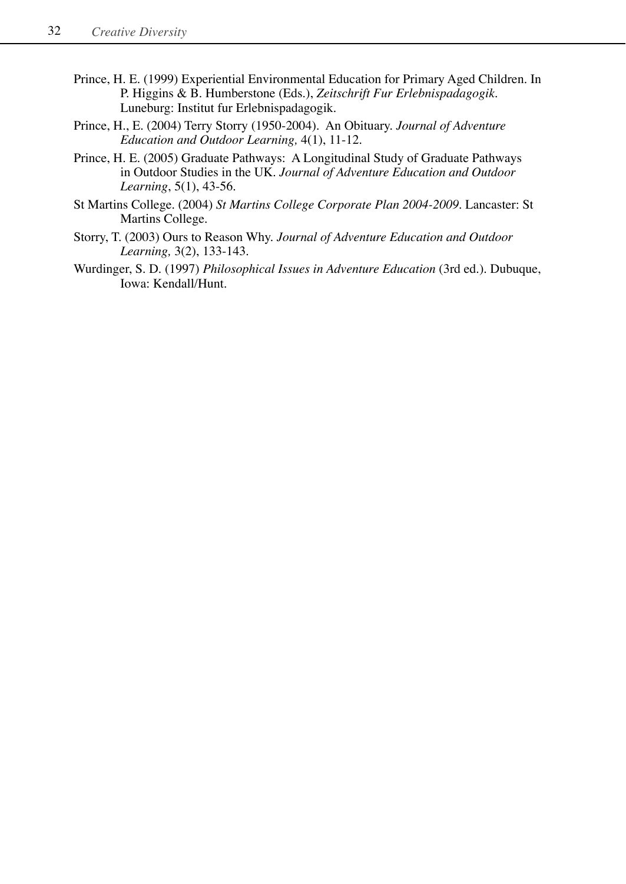Prince, H. E. (1999) Experiential Environmental Education for Primary Aged Children. In P. Higgins & B. Humberstone (Eds.), *Zeitschrift Fur Erlebnispadagogik*. Luneburg: Institut fur Erlebnispadagogik.

Prince, H., E. (2004) Terry Storry (1950-2004). An Obituary. *Journal of Adventure Education and Outdoor Learning,* 4(1), 11-12.

Prince, H. E. (2005) Graduate Pathways: A Longitudinal Study of Graduate Pathways in Outdoor Studies in the UK. *Journal of Adventure Education and Outdoor Learning*, 5(1), 43-56.

St Martins College. (2004) *St Martins College Corporate Plan 2004-2009*. Lancaster: St Martins College.

Storry, T. (2003) Ours to Reason Why. *Journal of Adventure Education and Outdoor Learning,* 3(2), 133-143.

Wurdinger, S. D. (1997) *Philosophical Issues in Adventure Education* (3rd ed.). Dubuque, Iowa: Kendall/Hunt.